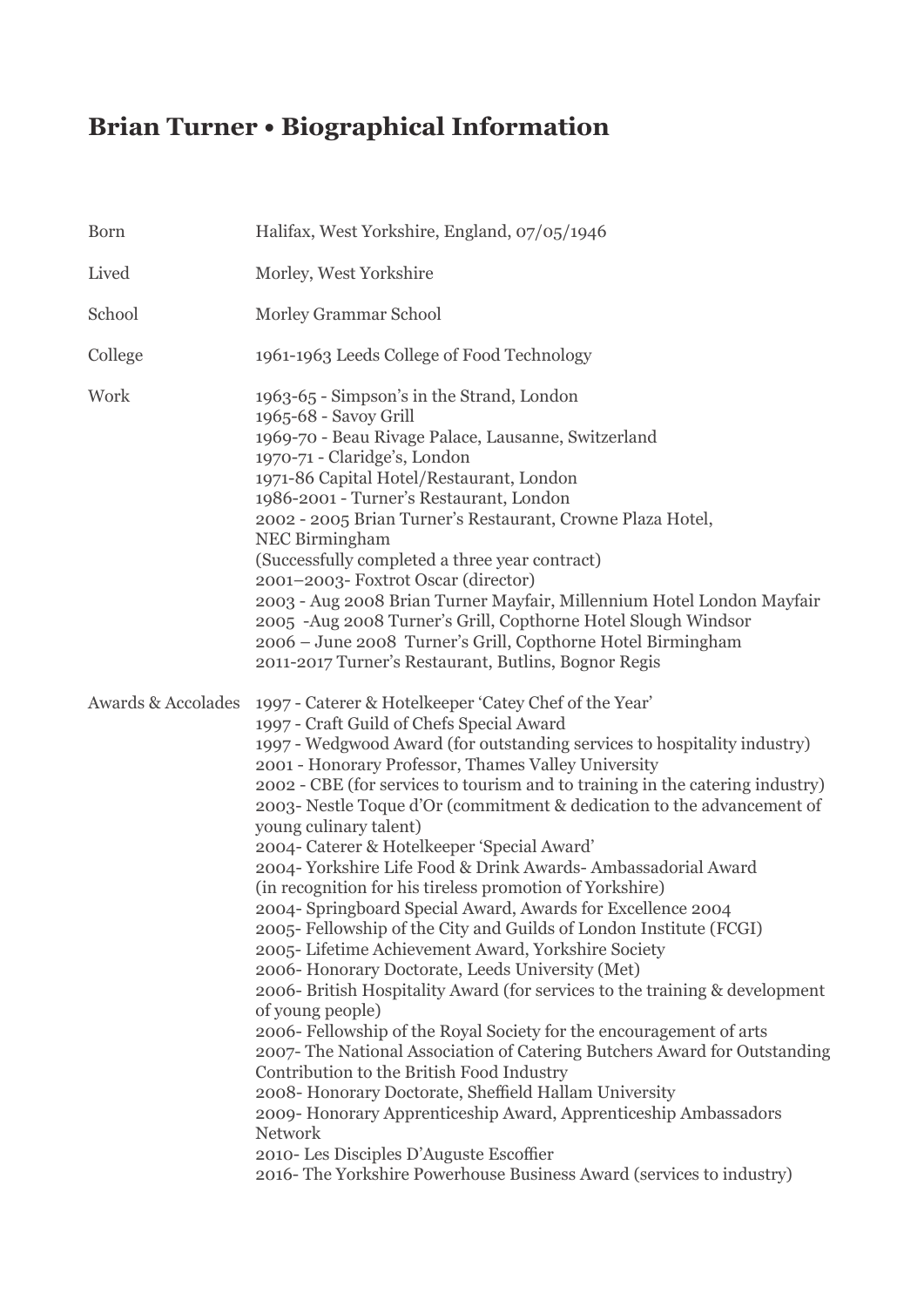# Brian Turner • Biographical Information

| | |
|---|---|
| Born | Halifax, West Yorkshire, England, 07/05/1946 |
| Lived | Morley, West Yorkshire |
| School | Morley Grammar School |
| College | 1961-1963 Leeds College of Food Technology |
| Work | 1963-65 - Simpson's in the Strand, London<br>1965-68 - Savoy Grill<br>1969-70 - Beau Rivage Palace, Lausanne, Switzerland<br>1970-71 - Claridge's, London<br>1971-86 Capital Hotel/Restaurant, London<br>1986-2001 - Turner's Restaurant, London<br>2002 - 2005 Brian Turner's Restaurant, Crowne Plaza Hotel, NEC Birmingham<br>(Successfully completed a three year contract)<br>2001–2003- Foxtrot Oscar (director)<br>2003 - Aug 2008 Brian Turner Mayfair, Millennium Hotel London Mayfair<br>2005 -Aug 2008 Turner's Grill, Copthorne Hotel Slough Windsor<br>2006 – June 2008 Turner's Grill, Copthorne Hotel Birmingham<br>2011-2017 Turner's Restaurant, Butlins, Bognor Regis |
| Awards & Accolades | 1997 - Caterer & Hotelkeeper 'Catey Chef of the Year'<br>1997 - Craft Guild of Chefs Special Award<br>1997 - Wedgwood Award (for outstanding services to hospitality industry)<br>2001 - Honorary Professor, Thames Valley University<br>2002 - CBE (for services to tourism and to training in the catering industry)<br>2003- Nestle Toque d'Or (commitment & dedication to the advancement of young culinary talent)<br>2004- Caterer & Hotelkeeper 'Special Award'<br>2004- Yorkshire Life Food & Drink Awards- Ambassadorial Award (in recognition for his tireless promotion of Yorkshire)<br>2004- Springboard Special Award, Awards for Excellence 2004<br>2005- Fellowship of the City and Guilds of London Institute (FCGI)<br>2005- Lifetime Achievement Award, Yorkshire Society<br>2006- Honorary Doctorate, Leeds University (Met)<br>2006- British Hospitality Award (for services to the training & development of young people)<br>2006- Fellowship of the Royal Society for the encouragement of arts<br>2007- The National Association of Catering Butchers Award for Outstanding Contribution to the British Food Industry<br>2008- Honorary Doctorate, Sheffield Hallam University<br>2009- Honorary Apprenticeship Award, Apprenticeship Ambassadors Network<br>2010- Les Disciples D'Auguste Escoffier<br>2016- The Yorkshire Powerhouse Business Award (services to industry) |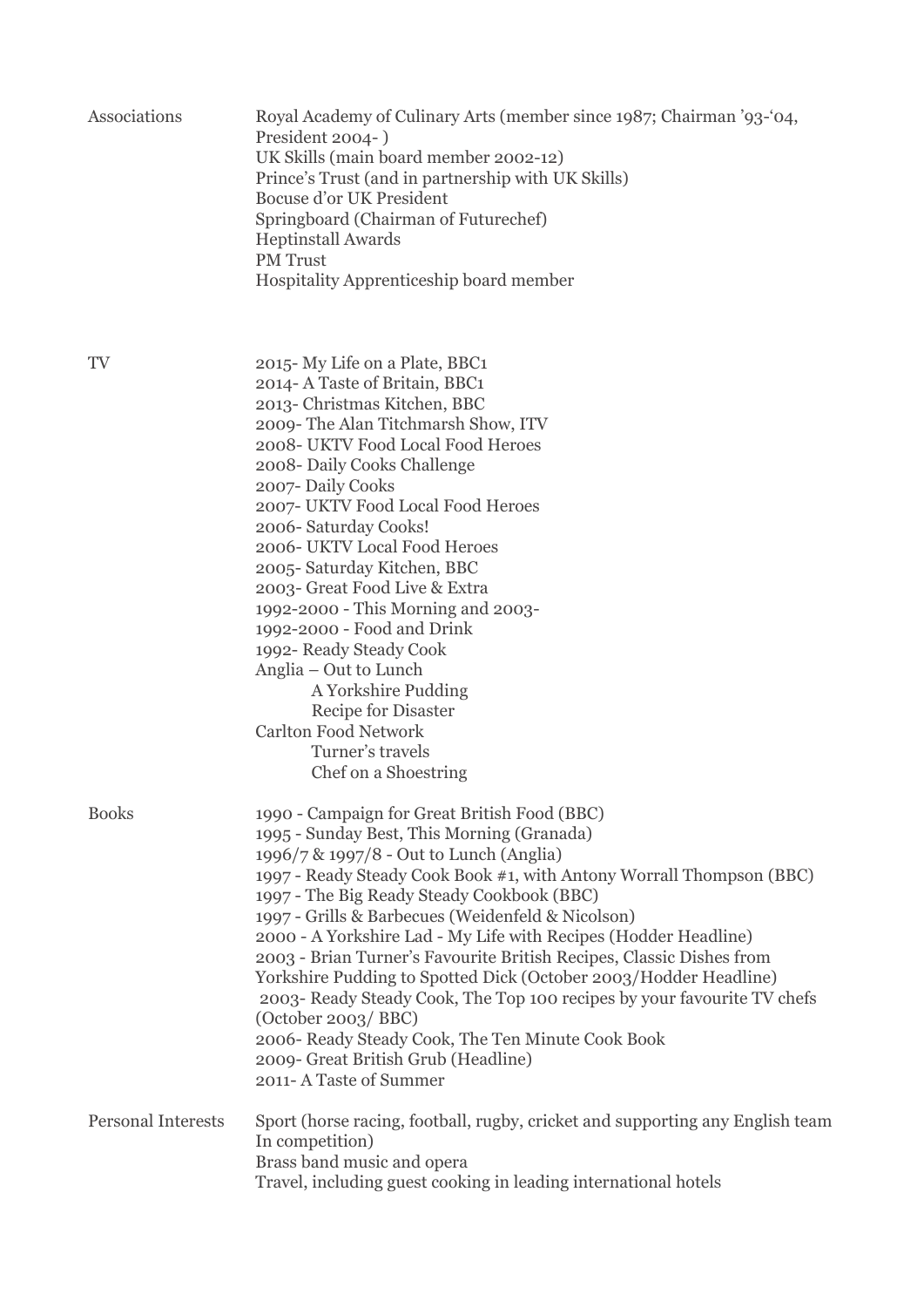**Associations**

Royal Academy of Culinary Arts (member since 1987; Chairman '93-'04, President 2004- )
UK Skills (main board member 2002-12)
Prince's Trust (and in partnership with UK Skills)
Bocuse d'or UK President
Springboard (Chairman of Futurechef)
Heptinstall Awards
PM Trust
Hospitality Apprenticeship board member

**TV**

2015- My Life on a Plate, BBC1
2014- A Taste of Britain, BBC1
2013- Christmas Kitchen, BBC
2009- The Alan Titchmarsh Show, ITV
2008- UKTV Food Local Food Heroes
2008- Daily Cooks Challenge
2007- Daily Cooks
2007- UKTV Food Local Food Heroes
2006- Saturday Cooks!
2006- UKTV Local Food Heroes
2005- Saturday Kitchen, BBC
2003- Great Food Live & Extra
1992-2000 - This Morning and 2003-
1992-2000 - Food and Drink
1992- Ready Steady Cook
Anglia – Out to Lunch
- A Yorkshire Pudding
- Recipe for Disaster

Carlton Food Network
- Turner's travels
- Chef on a Shoestring

**Books**

1990 - Campaign for Great British Food (BBC)
1995 - Sunday Best, This Morning (Granada)
1996/7 & 1997/8 - Out to Lunch (Anglia)
1997 - Ready Steady Cook Book #1, with Antony Worrall Thompson (BBC)
1997 - The Big Ready Steady Cookbook (BBC)
1997 - Grills & Barbecues (Weidenfeld & Nicolson)
2000 - A Yorkshire Lad - My Life with Recipes (Hodder Headline)
2003 - Brian Turner's Favourite British Recipes, Classic Dishes from Yorkshire Pudding to Spotted Dick (October 2003/Hodder Headline)
2003- Ready Steady Cook, The Top 100 recipes by your favourite TV chefs (October 2003/ BBC)
2006- Ready Steady Cook, The Ten Minute Cook Book
2009- Great British Grub (Headline)
2011- A Taste of Summer

**Personal Interests**

Sport (horse racing, football, rugby, cricket and supporting any English team In competition)
Brass band music and opera
Travel, including guest cooking in leading international hotels